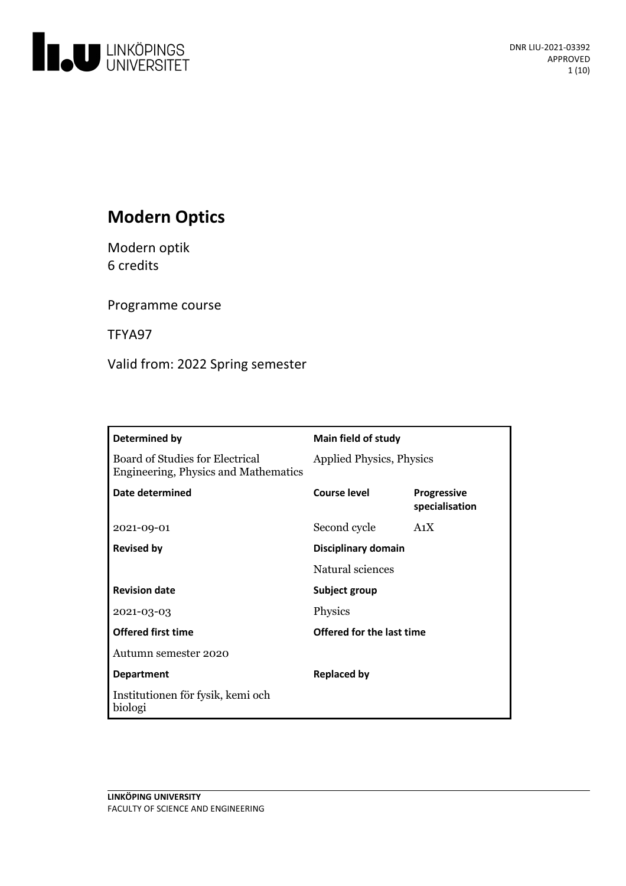DNR LIU-2021-03392
APPROVED

# Modern Optics

Modern optik
6 credits

Programme course

TFYA97

Valid from: 2022 Spring semester

| Determined by | Main field of study | |
|---|---|---|
| Board of Studies for Electrical Engineering, Physics and Mathematics | Applied Physics, Physics | |
| **Date determined** | **Course level** | **Progressive specialisation** |
| 2021-09-01 | Second cycle | A1X |
| **Revised by** | **Disciplinary domain** | |
| | Natural sciences | |
| **Revision date** | **Subject group** | |
| 2021-03-03 | Physics | |
| **Offered first time** | **Offered for the last time** | |
| Autumn semester 2020 | | |
| **Department** | **Replaced by** | |
| Institutionen för fysik, kemi och biologi | | |

LINKÖPING UNIVERSITY
FACULTY OF SCIENCE AND ENGINEERING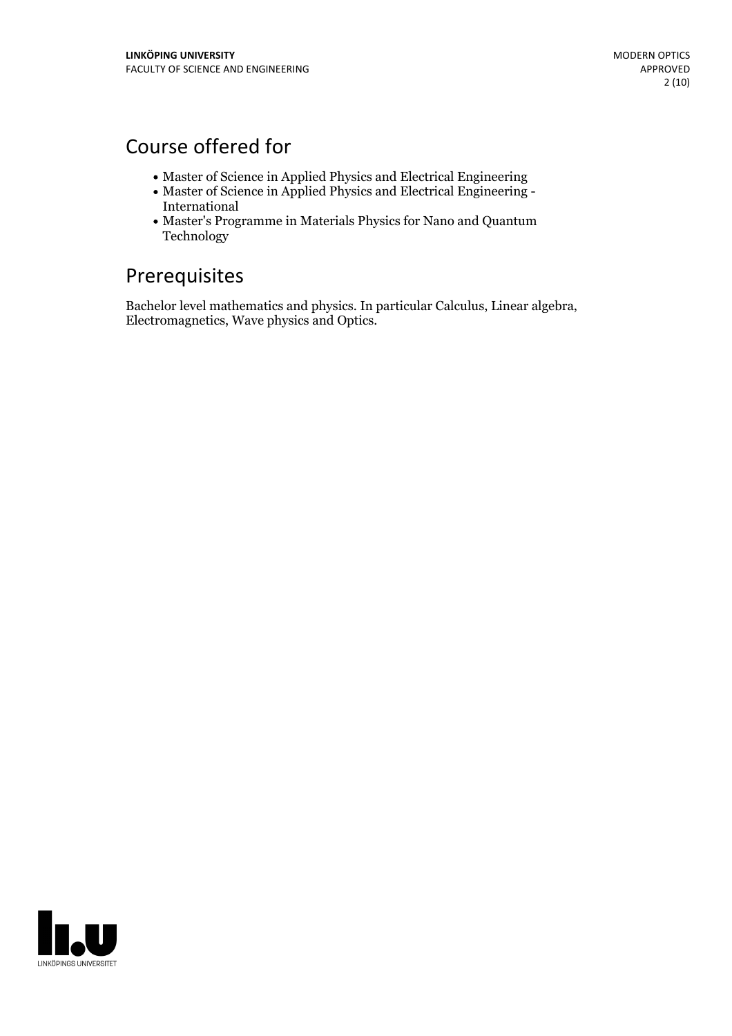## Course offered for

- Master of Science in Applied Physics and Electrical Engineering
- Master of Science in Applied Physics and Electrical Engineering - International
- Master's Programme in Materials Physics for Nano and Quantum Technology

## Prerequisites

Bachelor level mathematics and physics. In particular Calculus, Linear algebra, Electromagnetics, Wave physics and Optics.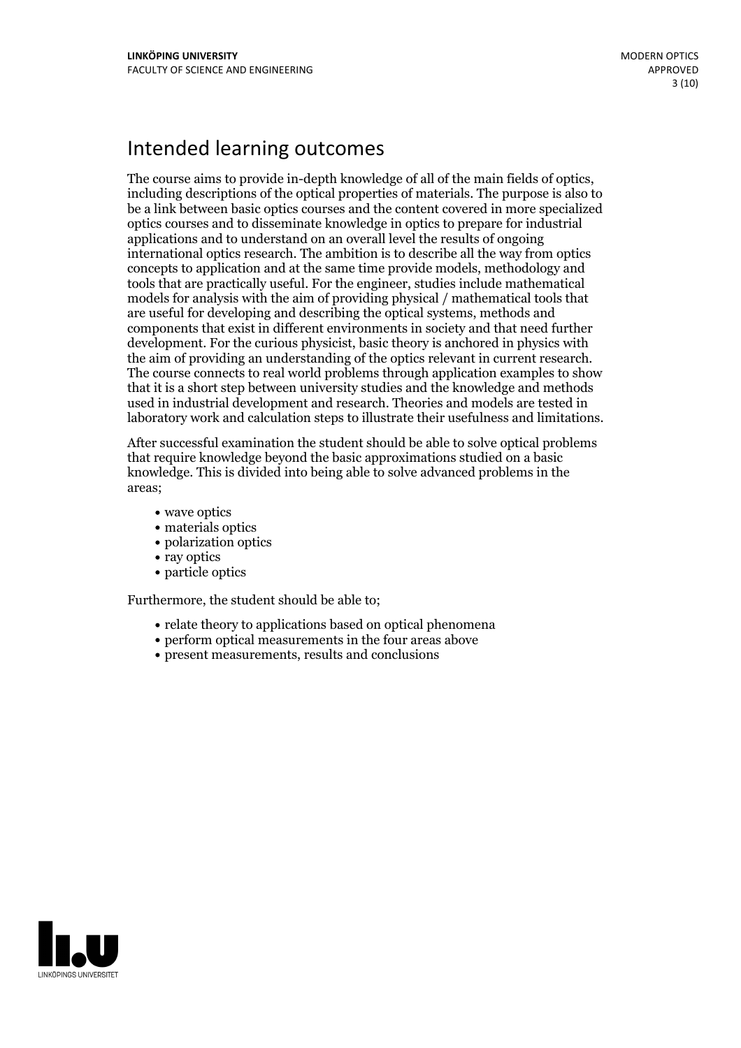# Intended learning outcomes

The course aims to provide in-depth knowledge of all of the main fields of optics, including descriptions of the optical properties of materials. The purpose is also to be a link between basic optics courses and the content covered in more specialized optics courses and to disseminate knowledge in optics to prepare for industrial applications and to understand on an overall level the results of ongoing international optics research. The ambition is to describe all the way from optics concepts to application and at the same time provide models, methodology and tools that are practically useful. For the engineer, studies include mathematical models for analysis with the aim of providing physical / mathematical tools that are useful for developing and describing the optical systems, methods and components that exist in different environments in society and that need further development. For the curious physicist, basic theory is anchored in physics with the aim of providing an understanding of the optics relevant in current research. The course connects to real world problems through application examples to show that it is a short step between university studies and the knowledge and methods used in industrial development and research. Theories and models are tested in laboratory work and calculation steps to illustrate their usefulness and limitations.

After successful examination the student should be able to solve optical problems that require knowledge beyond the basic approximations studied on a basic knowledge. This is divided into being able to solve advanced problems in the areas;

- wave optics
- materials optics
- polarization optics
- ray optics
- particle optics

Furthermore, the student should be able to;

- relate theory to applications based on optical phenomena
- perform optical measurements in the four areas above
- present measurements, results and conclusions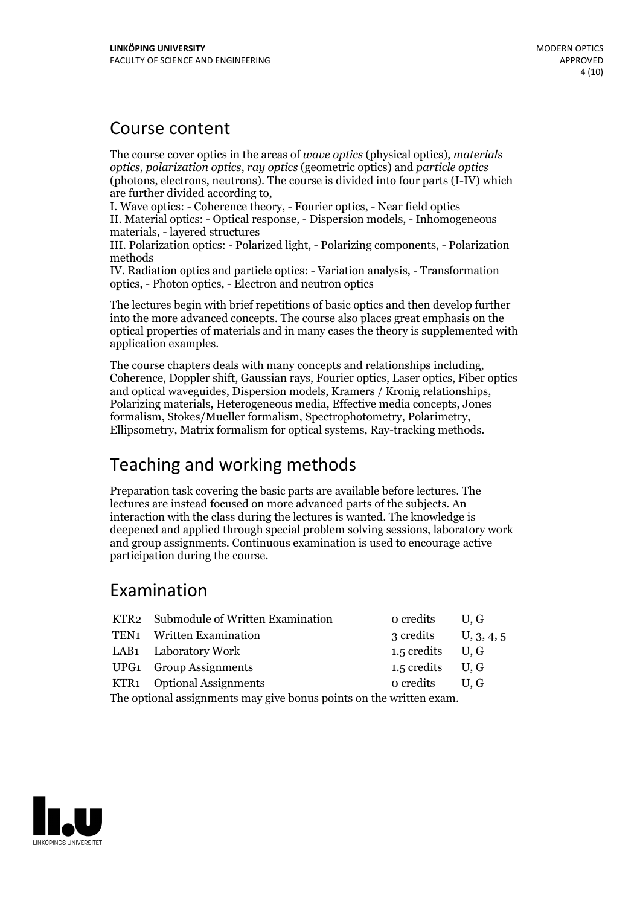## Course content

The course cover optics in the areas of *wave optics* (physical optics), *materials optics*, *polarization optics*, *ray optics* (geometric optics) and *particle optics* (photons, electrons, neutrons). The course is divided into four parts (I-IV) which are further divided according to,

I. Wave optics: - Coherence theory, - Fourier optics, - Near field optics

II. Material optics: - Optical response, - Dispersion models, - Inhomogeneous materials, - layered structures

III. Polarization optics: - Polarized light, - Polarizing components, - Polarization methods

IV. Radiation optics and particle optics: - Variation analysis, - Transformation optics, - Photon optics, - Electron and neutron optics

The lectures begin with brief repetitions of basic optics and then develop further into the more advanced concepts. The course also places great emphasis on the optical properties of materials and in many cases the theory is supplemented with application examples.

The course chapters deals with many concepts and relationships including, Coherence, Doppler shift, Gaussian rays, Fourier optics, Laser optics, Fiber optics and optical waveguides, Dispersion models, Kramers / Kronig relationships, Polarizing materials, Heterogeneous media, Effective media concepts, Jones formalism, Stokes/Mueller formalism, Spectrophotometry, Polarimetry, Ellipsometry, Matrix formalism for optical systems, Ray-tracking methods.

## Teaching and working methods

Preparation task covering the basic parts are available before lectures. The lectures are instead focused on more advanced parts of the subjects. An interaction with the class during the lectures is wanted. The knowledge is deepened and applied through special problem solving sessions, laboratory work and group assignments. Continuous examination is used to encourage active participation during the course.

## Examination

| | | | |
|---|---|---|---|
| KTR2 | Submodule of Written Examination | 0 credits | U, G |
| TEN1 | Written Examination | 3 credits | U, 3, 4, 5 |
| LAB1 | Laboratory Work | 1.5 credits | U, G |
| UPG1 | Group Assignments | 1.5 credits | U, G |
| KTR1 | Optional Assignments | 0 credits | U, G |

The optional assignments may give bonus points on the written exam.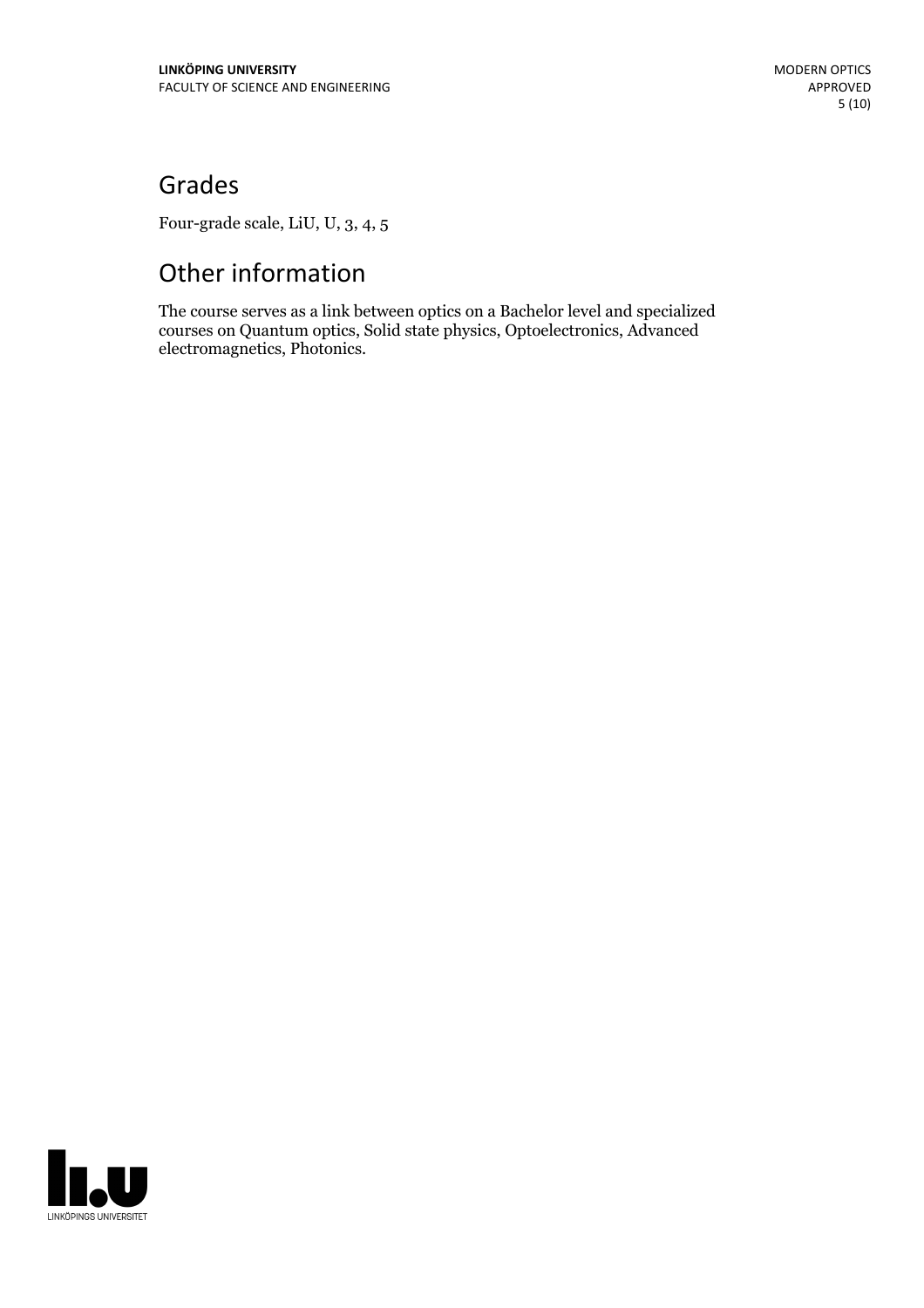## Grades

Four-grade scale, LiU, U, 3, 4, 5

## Other information

The course serves as a link between optics on a Bachelor level and specialized courses on Quantum optics, Solid state physics, Optoelectronics, Advanced electromagnetics, Photonics.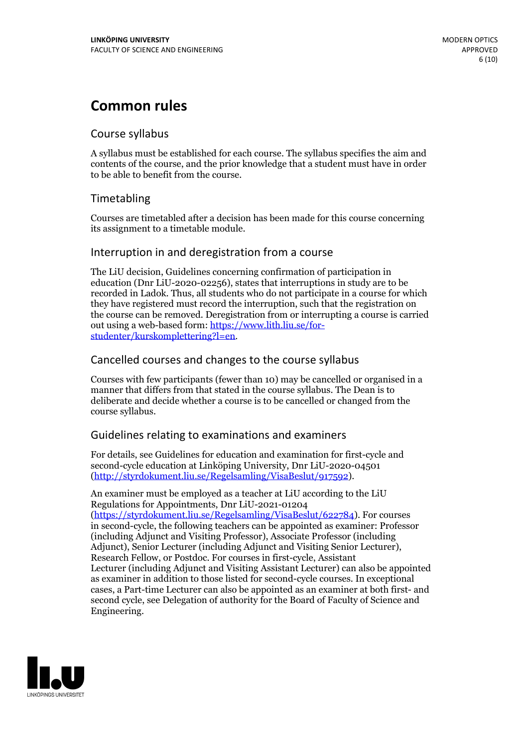# Common rules

## Course syllabus

A syllabus must be established for each course. The syllabus specifies the aim and contents of the course, and the prior knowledge that a student must have in order to be able to benefit from the course.

## Timetabling

Courses are timetabled after a decision has been made for this course concerning its assignment to a timetable module.

## Interruption in and deregistration from a course

The LiU decision, Guidelines concerning confirmation of participation in education (Dnr LiU-2020-02256), states that interruptions in study are to be recorded in Ladok. Thus, all students who do not participate in a course for which they have registered must record the interruption, such that the registration on the course can be removed. Deregistration from or interrupting a course is carried out using a web-based form: [https://www.lith.liu.se/for-studenter/kurskomplettering?l=en](https://www.lith.liu.se/for-studenter/kurskomplettering?l=en).

## Cancelled courses and changes to the course syllabus

Courses with few participants (fewer than 10) may be cancelled or organised in a manner that differs from that stated in the course syllabus. The Dean is to deliberate and decide whether a course is to be cancelled or changed from the course syllabus.

## Guidelines relating to examinations and examiners

For details, see Guidelines for education and examination for first-cycle and second-cycle education at Linköping University, Dnr LiU-2020-04501 ([http://styrdokument.liu.se/Regelsamling/VisaBeslut/917592](http://styrdokument.liu.se/Regelsamling/VisaBeslut/917592)).

An examiner must be employed as a teacher at LiU according to the LiU Regulations for Appointments, Dnr LiU-2021-01204 ([https://styrdokument.liu.se/Regelsamling/VisaBeslut/622784](https://styrdokument.liu.se/Regelsamling/VisaBeslut/622784)). For courses in second-cycle, the following teachers can be appointed as examiner: Professor (including Adjunct and Visiting Professor), Associate Professor (including Adjunct), Senior Lecturer (including Adjunct and Visiting Senior Lecturer), Research Fellow, or Postdoc. For courses in first-cycle, Assistant Lecturer (including Adjunct and Visiting Assistant Lecturer) can also be appointed as examiner in addition to those listed for second-cycle courses. In exceptional cases, a Part-time Lecturer can also be appointed as an examiner at both first- and second cycle, see Delegation of authority for the Board of Faculty of Science and Engineering.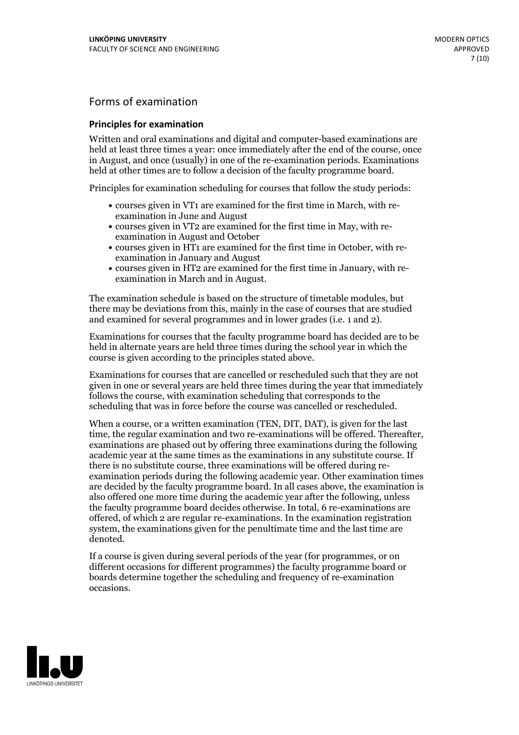## Forms of examination

### Principles for examination

Written and oral examinations and digital and computer-based examinations are held at least three times a year: once immediately after the end of the course, once in August, and once (usually) in one of the re-examination periods. Examinations held at other times are to follow a decision of the faculty programme board.

Principles for examination scheduling for courses that follow the study periods:

- courses given in VT1 are examined for the first time in March, with re-examination in June and August
- courses given in VT2 are examined for the first time in May, with re-examination in August and October
- courses given in HT1 are examined for the first time in October, with re-examination in January and August
- courses given in HT2 are examined for the first time in January, with re-examination in March and in August.

The examination schedule is based on the structure of timetable modules, but there may be deviations from this, mainly in the case of courses that are studied and examined for several programmes and in lower grades (i.e. 1 and 2).

Examinations for courses that the faculty programme board has decided are to be held in alternate years are held three times during the school year in which the course is given according to the principles stated above.

Examinations for courses that are cancelled or rescheduled such that they are not given in one or several years are held three times during the year that immediately follows the course, with examination scheduling that corresponds to the scheduling that was in force before the course was cancelled or rescheduled.

When a course, or a written examination (TEN, DIT, DAT), is given for the last time, the regular examination and two re-examinations will be offered. Thereafter, examinations are phased out by offering three examinations during the following academic year at the same times as the examinations in any substitute course. If there is no substitute course, three examinations will be offered during re-examination periods during the following academic year. Other examination times are decided by the faculty programme board. In all cases above, the examination is also offered one more time during the academic year after the following, unless the faculty programme board decides otherwise. In total, 6 re-examinations are offered, of which 2 are regular re-examinations. In the examination registration system, the examinations given for the penultimate time and the last time are denoted.

If a course is given during several periods of the year (for programmes, or on different occasions for different programmes) the faculty programme board or boards determine together the scheduling and frequency of re-examination occasions.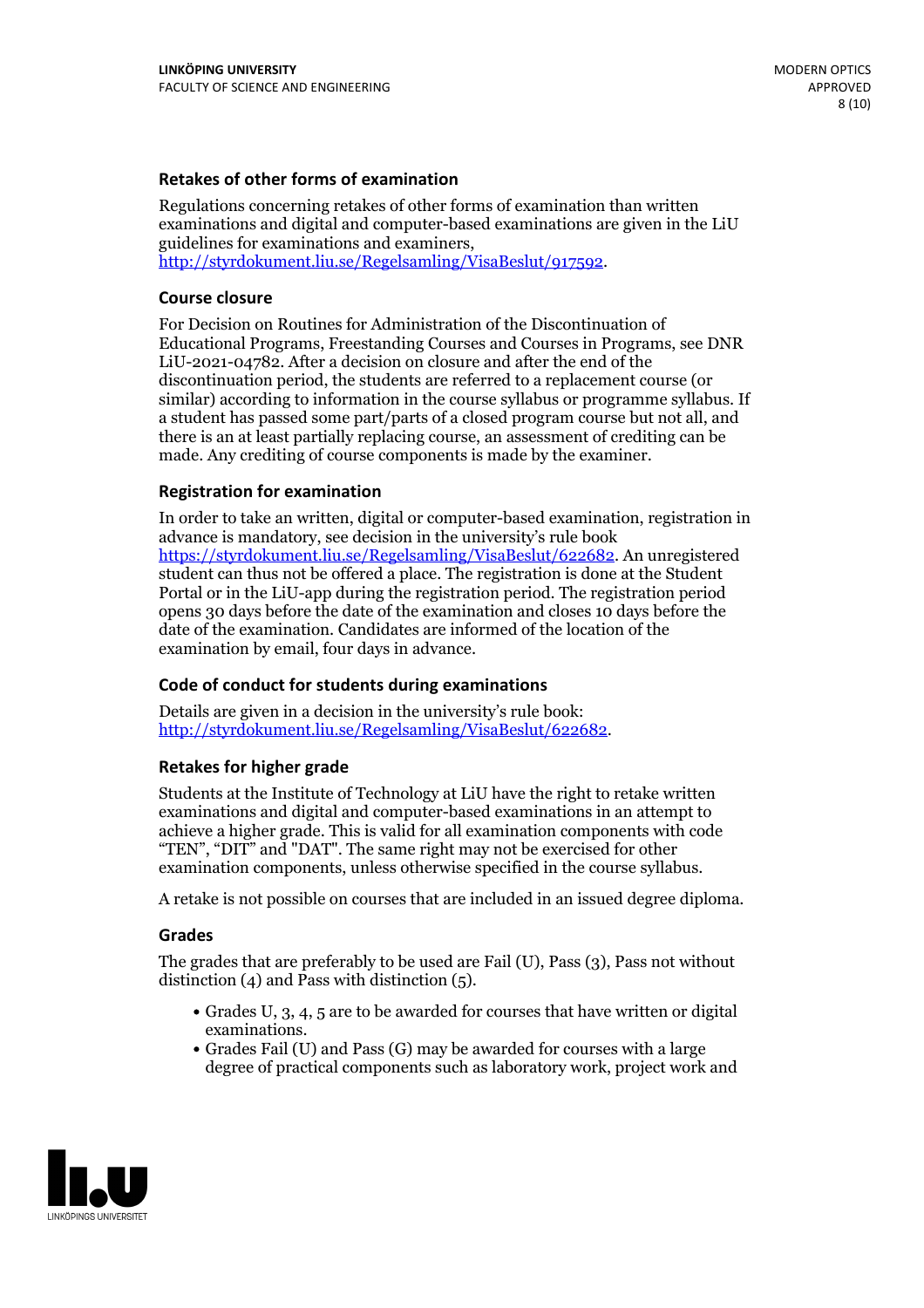### Retakes of other forms of examination

Regulations concerning retakes of other forms of examination than written examinations and digital and computer-based examinations are given in the LiU guidelines for examinations and examiners, http://styrdokument.liu.se/Regelsamling/VisaBeslut/917592.

### Course closure

For Decision on Routines for Administration of the Discontinuation of Educational Programs, Freestanding Courses and Courses in Programs, see DNR LiU-2021-04782. After a decision on closure and after the end of the discontinuation period, the students are referred to a replacement course (or similar) according to information in the course syllabus or programme syllabus. If a student has passed some part/parts of a closed program course but not all, and there is an at least partially replacing course, an assessment of crediting can be made. Any crediting of course components is made by the examiner.

### Registration for examination

In order to take an written, digital or computer-based examination, registration in advance is mandatory, see decision in the university's rule book https://styrdokument.liu.se/Regelsamling/VisaBeslut/622682. An unregistered student can thus not be offered a place. The registration is done at the Student Portal or in the LiU-app during the registration period. The registration period opens 30 days before the date of the examination and closes 10 days before the date of the examination. Candidates are informed of the location of the examination by email, four days in advance.

### Code of conduct for students during examinations

Details are given in a decision in the university's rule book: http://styrdokument.liu.se/Regelsamling/VisaBeslut/622682.

### Retakes for higher grade

Students at the Institute of Technology at LiU have the right to retake written examinations and digital and computer-based examinations in an attempt to achieve a higher grade. This is valid for all examination components with code "TEN", "DIT" and "DAT". The same right may not be exercised for other examination components, unless otherwise specified in the course syllabus.

A retake is not possible on courses that are included in an issued degree diploma.

### Grades

The grades that are preferably to be used are Fail (U), Pass (3), Pass not without distinction (4) and Pass with distinction (5).

- Grades U, 3, 4, 5 are to be awarded for courses that have written or digital examinations.
- Grades Fail (U) and Pass (G) may be awarded for courses with a large degree of practical components such as laboratory work, project work and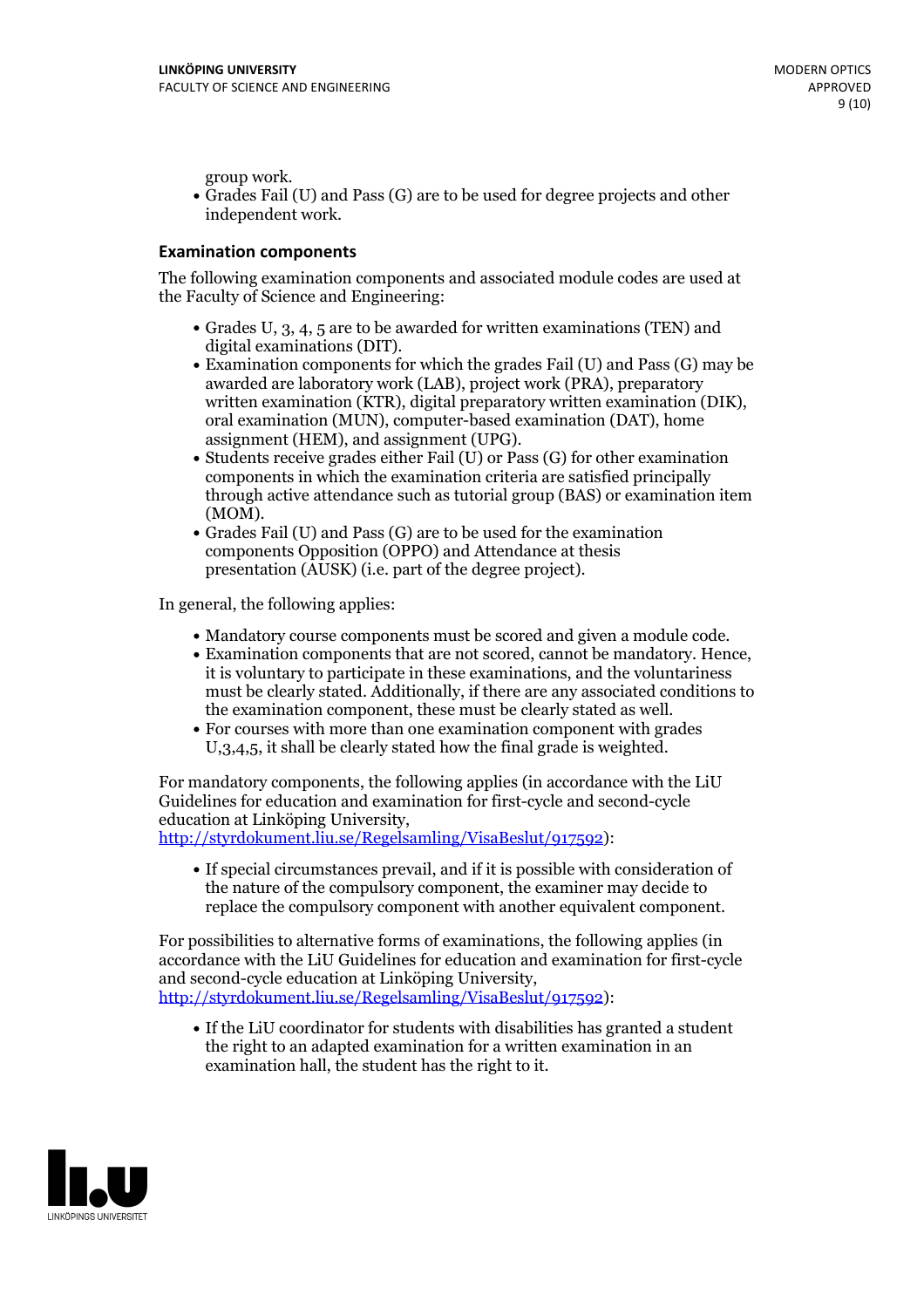group work.

- Grades Fail (U) and Pass (G) are to be used for degree projects and other independent work.

### Examination components

The following examination components and associated module codes are used at the Faculty of Science and Engineering:

- Grades U, 3, 4, 5 are to be awarded for written examinations (TEN) and digital examinations (DIT).
- Examination components for which the grades Fail (U) and Pass (G) may be awarded are laboratory work (LAB), project work (PRA), preparatory written examination (KTR), digital preparatory written examination (DIK), oral examination (MUN), computer-based examination (DAT), home assignment (HEM), and assignment (UPG).
- Students receive grades either Fail (U) or Pass (G) for other examination components in which the examination criteria are satisfied principally through active attendance such as tutorial group (BAS) or examination item (MOM).
- Grades Fail (U) and Pass (G) are to be used for the examination components Opposition (OPPO) and Attendance at thesis presentation (AUSK) (i.e. part of the degree project).

In general, the following applies:

- Mandatory course components must be scored and given a module code.
- Examination components that are not scored, cannot be mandatory. Hence, it is voluntary to participate in these examinations, and the voluntariness must be clearly stated. Additionally, if there are any associated conditions to the examination component, these must be clearly stated as well.
- For courses with more than one examination component with grades U,3,4,5, it shall be clearly stated how the final grade is weighted.

For mandatory components, the following applies (in accordance with the LiU Guidelines for education and examination for first-cycle and second-cycle education at Linköping University, http://styrdokument.liu.se/Regelsamling/VisaBeslut/917592):

- If special circumstances prevail, and if it is possible with consideration of the nature of the compulsory component, the examiner may decide to replace the compulsory component with another equivalent component.

For possibilities to alternative forms of examinations, the following applies (in accordance with the LiU Guidelines for education and examination for first-cycle and second-cycle education at Linköping University, http://styrdokument.liu.se/Regelsamling/VisaBeslut/917592):

- If the LiU coordinator for students with disabilities has granted a student the right to an adapted examination for a written examination in an examination hall, the student has the right to it.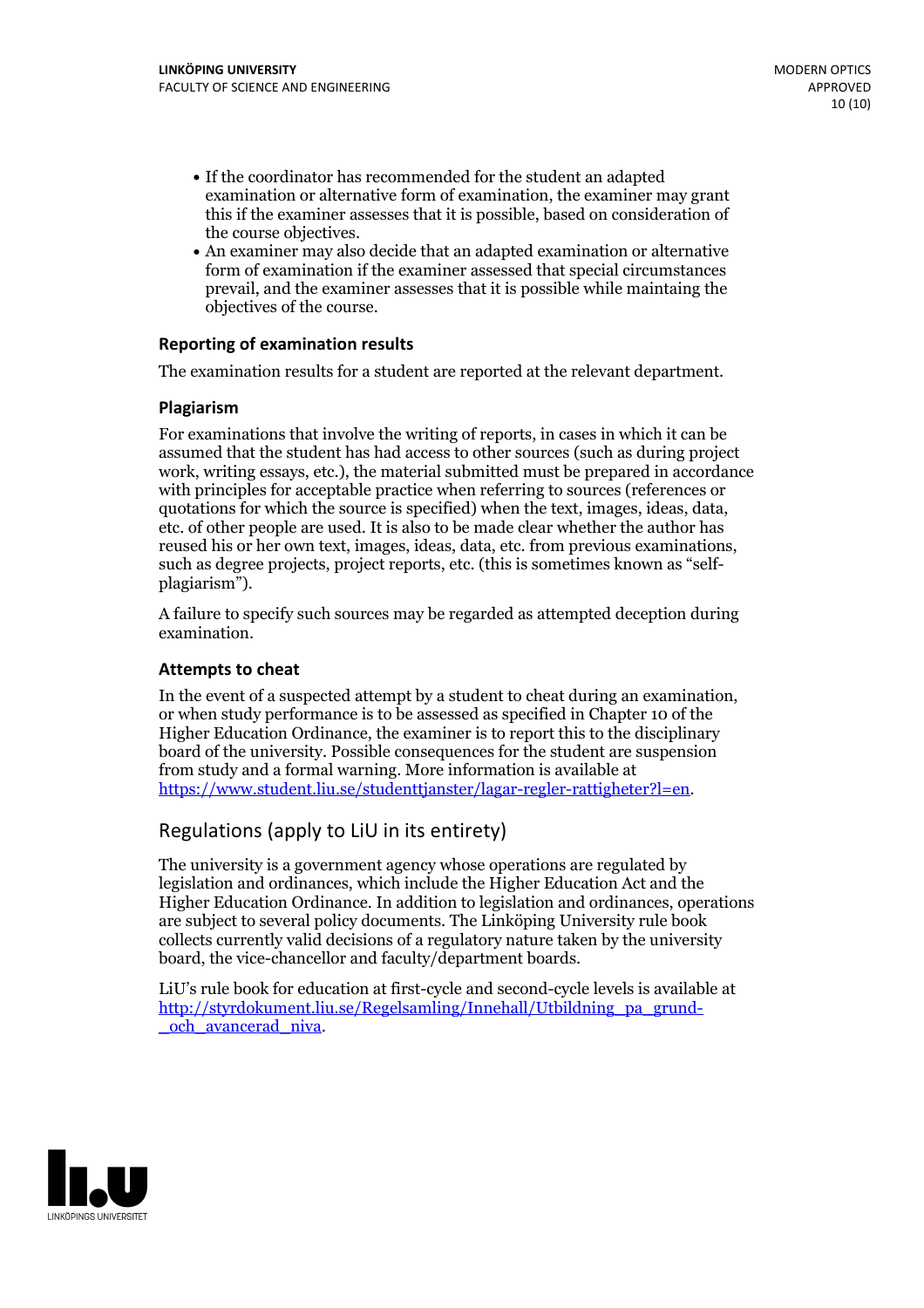- If the coordinator has recommended for the student an adapted examination or alternative form of examination, the examiner may grant this if the examiner assesses that it is possible, based on consideration of the course objectives.
- An examiner may also decide that an adapted examination or alternative form of examination if the examiner assessed that special circumstances prevail, and the examiner assesses that it is possible while maintaing the objectives of the course.

### Reporting of examination results

The examination results for a student are reported at the relevant department.

### Plagiarism

For examinations that involve the writing of reports, in cases in which it can be assumed that the student has had access to other sources (such as during project work, writing essays, etc.), the material submitted must be prepared in accordance with principles for acceptable practice when referring to sources (references or quotations for which the source is specified) when the text, images, ideas, data, etc. of other people are used. It is also to be made clear whether the author has reused his or her own text, images, ideas, data, etc. from previous examinations, such as degree projects, project reports, etc. (this is sometimes known as "self-plagiarism").

A failure to specify such sources may be regarded as attempted deception during examination.

### Attempts to cheat

In the event of a suspected attempt by a student to cheat during an examination, or when study performance is to be assessed as specified in Chapter 10 of the Higher Education Ordinance, the examiner is to report this to the disciplinary board of the university. Possible consequences for the student are suspension from study and a formal warning. More information is available at https://www.student.liu.se/studenttjanster/lagar-regler-rattigheter?l=en.

## Regulations (apply to LiU in its entirety)

The university is a government agency whose operations are regulated by legislation and ordinances, which include the Higher Education Act and the Higher Education Ordinance. In addition to legislation and ordinances, operations are subject to several policy documents. The Linköping University rule book collects currently valid decisions of a regulatory nature taken by the university board, the vice-chancellor and faculty/department boards.

LiU's rule book for education at first-cycle and second-cycle levels is available at http://styrdokument.liu.se/Regelsamling/Innehall/Utbildning_pa_grund-_och_avancerad_niva.